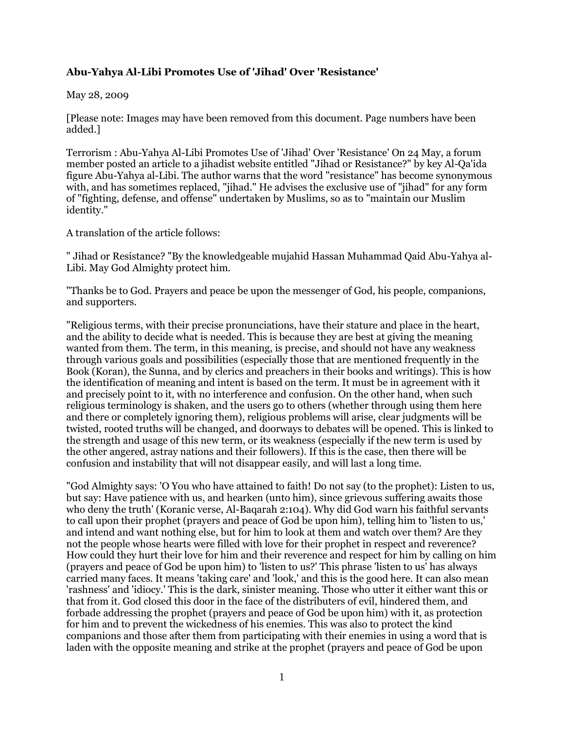**Abu-Yahya Al-Libi Promotes Use of 'Jihad' Over 'Resistance'**

May 28, 2009

[Please note: Images may have been removed from this document. Page numbers have been added.]

Terrorism : Abu-Yahya Al-Libi Promotes Use of 'Jihad' Over 'Resistance' On 24 May, a forum member posted an article to a jihadist website entitled "Jihad or Resistance?" by key Al-Qa'ida figure Abu-Yahya al-Libi. The author warns that the word "resistance" has become synonymous with, and has sometimes replaced, "jihad." He advises the exclusive use of "jihad" for any form of "fighting, defense, and offense" undertaken by Muslims, so as to "maintain our Muslim identity."

A translation of the article follows:

" Jihad or Resistance? "By the knowledgeable mujahid Hassan Muhammad Qaid Abu-Yahya al-Libi. May God Almighty protect him.

"Thanks be to God. Prayers and peace be upon the messenger of God, his people, companions, and supporters.

"Religious terms, with their precise pronunciations, have their stature and place in the heart, and the ability to decide what is needed. This is because they are best at giving the meaning wanted from them. The term, in this meaning, is precise, and should not have any weakness through various goals and possibilities (especially those that are mentioned frequently in the Book (Koran), the Sunna, and by clerics and preachers in their books and writings). This is how the identification of meaning and intent is based on the term. It must be in agreement with it and precisely point to it, with no interference and confusion. On the other hand, when such religious terminology is shaken, and the users go to others (whether through using them here and there or completely ignoring them), religious problems will arise, clear judgments will be twisted, rooted truths will be changed, and doorways to debates will be opened. This is linked to the strength and usage of this new term, or its weakness (especially if the new term is used by the other angered, astray nations and their followers). If this is the case, then there will be confusion and instability that will not disappear easily, and will last a long time.

"God Almighty says: 'O You who have attained to faith! Do not say (to the prophet): Listen to us, but say: Have patience with us, and hearken (unto him), since grievous suffering awaits those who deny the truth' (Koranic verse, Al-Baqarah 2:104). Why did God warn his faithful servants to call upon their prophet (prayers and peace of God be upon him), telling him to 'listen to us,' and intend and want nothing else, but for him to look at them and watch over them? Are they not the people whose hearts were filled with love for their prophet in respect and reverence? How could they hurt their love for him and their reverence and respect for him by calling on him (prayers and peace of God be upon him) to 'listen to us?' This phrase 'listen to us' has always carried many faces. It means 'taking care' and 'look,' and this is the good here. It can also mean 'rashness' and 'idiocy.' This is the dark, sinister meaning. Those who utter it either want this or that from it. God closed this door in the face of the distributers of evil, hindered them, and forbade addressing the prophet (prayers and peace of God be upon him) with it, as protection for him and to prevent the wickedness of his enemies. This was also to protect the kind companions and those after them from participating with their enemies in using a word that is laden with the opposite meaning and strike at the prophet (prayers and peace of God be upon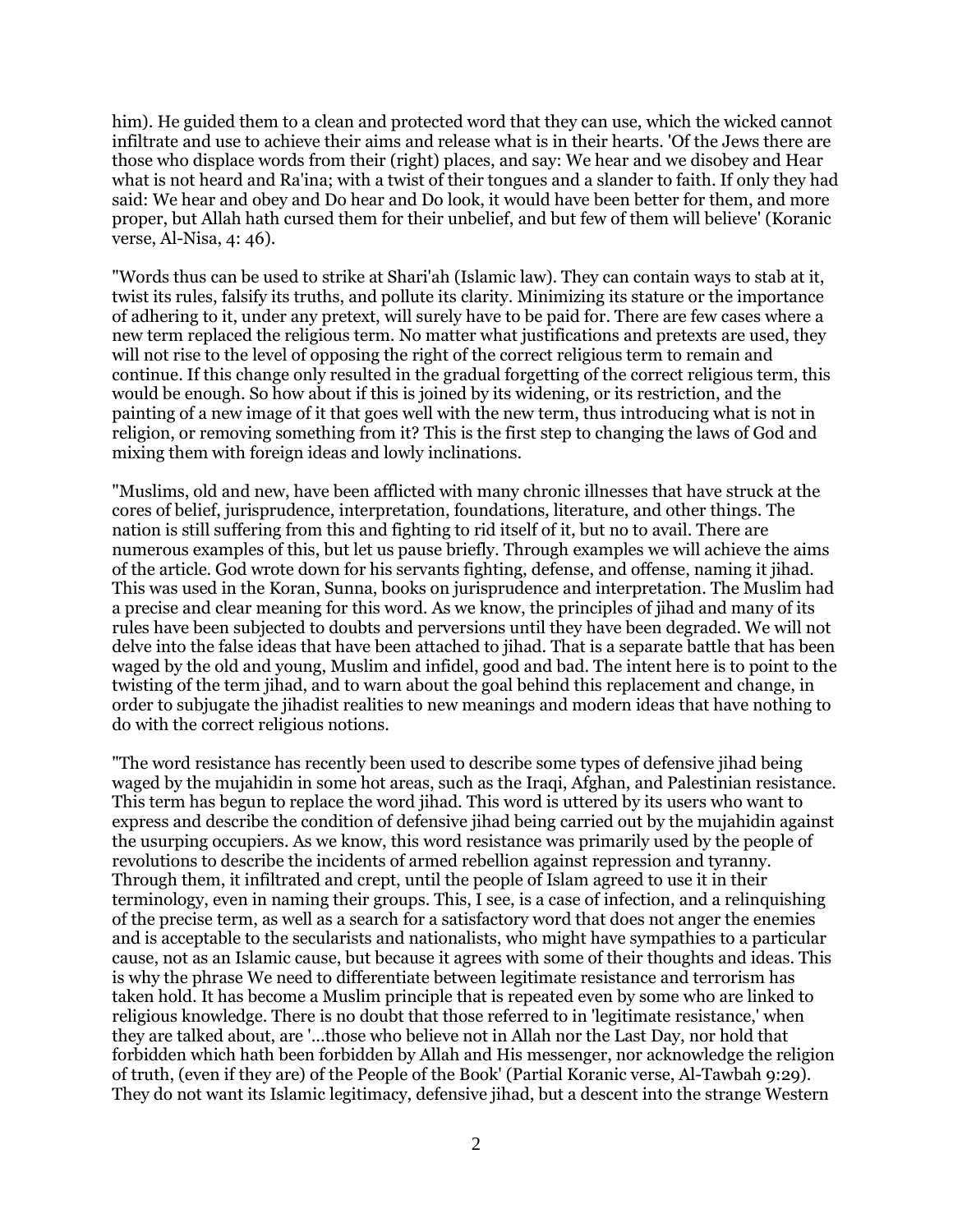him). He guided them to a clean and protected word that they can use, which the wicked cannot infiltrate and use to achieve their aims and release what is in their hearts. 'Of the Jews there are those who displace words from their (right) places, and say: We hear and we disobey and Hear what is not heard and Ra'ina; with a twist of their tongues and a slander to faith. If only they had said: We hear and obey and Do hear and Do look, it would have been better for them, and more proper, but Allah hath cursed them for their unbelief, and but few of them will believe' (Koranic verse, Al-Nisa, 4: 46).

"Words thus can be used to strike at Shari'ah (Islamic law). They can contain ways to stab at it, twist its rules, falsify its truths, and pollute its clarity. Minimizing its stature or the importance of adhering to it, under any pretext, will surely have to be paid for. There are few cases where a new term replaced the religious term. No matter what justifications and pretexts are used, they will not rise to the level of opposing the right of the correct religious term to remain and continue. If this change only resulted in the gradual forgetting of the correct religious term, this would be enough. So how about if this is joined by its widening, or its restriction, and the painting of a new image of it that goes well with the new term, thus introducing what is not in religion, or removing something from it? This is the first step to changing the laws of God and mixing them with foreign ideas and lowly inclinations.

"Muslims, old and new, have been afflicted with many chronic illnesses that have struck at the cores of belief, jurisprudence, interpretation, foundations, literature, and other things. The nation is still suffering from this and fighting to rid itself of it, but no to avail. There are numerous examples of this, but let us pause briefly. Through examples we will achieve the aims of the article. God wrote down for his servants fighting, defense, and offense, naming it jihad. This was used in the Koran, Sunna, books on jurisprudence and interpretation. The Muslim had a precise and clear meaning for this word. As we know, the principles of jihad and many of its rules have been subjected to doubts and perversions until they have been degraded. We will not delve into the false ideas that have been attached to jihad. That is a separate battle that has been waged by the old and young, Muslim and infidel, good and bad. The intent here is to point to the twisting of the term jihad, and to warn about the goal behind this replacement and change, in order to subjugate the jihadist realities to new meanings and modern ideas that have nothing to do with the correct religious notions.

"The word resistance has recently been used to describe some types of defensive jihad being waged by the mujahidin in some hot areas, such as the Iraqi, Afghan, and Palestinian resistance. This term has begun to replace the word jihad. This word is uttered by its users who want to express and describe the condition of defensive jihad being carried out by the mujahidin against the usurping occupiers. As we know, this word resistance was primarily used by the people of revolutions to describe the incidents of armed rebellion against repression and tyranny. Through them, it infiltrated and crept, until the people of Islam agreed to use it in their terminology, even in naming their groups. This, I see, is a case of infection, and a relinquishing of the precise term, as well as a search for a satisfactory word that does not anger the enemies and is acceptable to the secularists and nationalists, who might have sympathies to a particular cause, not as an Islamic cause, but because it agrees with some of their thoughts and ideas. This is why the phrase We need to differentiate between legitimate resistance and terrorism has taken hold. It has become a Muslim principle that is repeated even by some who are linked to religious knowledge. There is no doubt that those referred to in 'legitimate resistance,' when they are talked about, are '...those who believe not in Allah nor the Last Day, nor hold that forbidden which hath been forbidden by Allah and His messenger, nor acknowledge the religion of truth, (even if they are) of the People of the Book' (Partial Koranic verse, Al-Tawbah 9:29). They do not want its Islamic legitimacy, defensive jihad, but a descent into the strange Western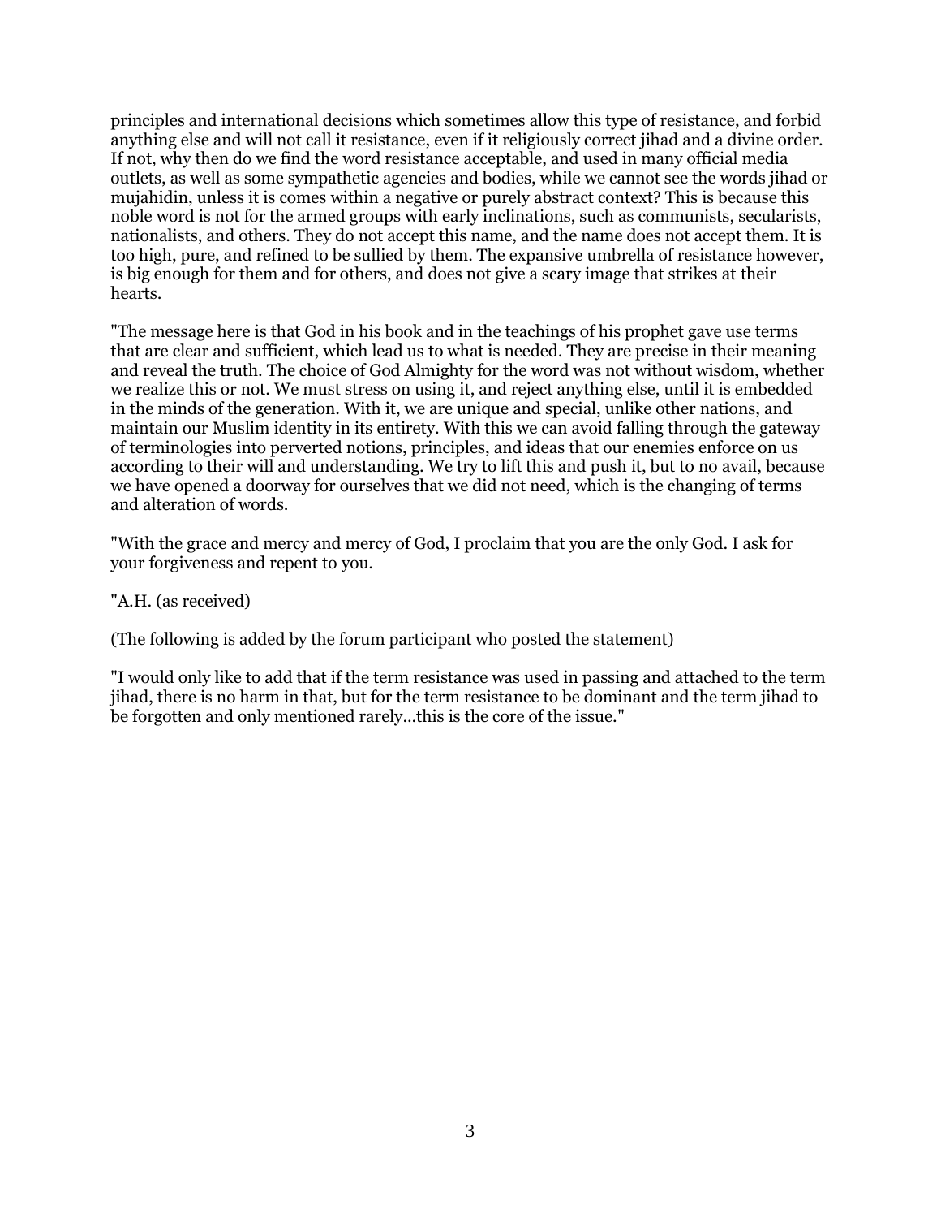principles and international decisions which sometimes allow this type of resistance, and forbid anything else and will not call it resistance, even if it religiously correct jihad and a divine order. If not, why then do we find the word resistance acceptable, and used in many official media outlets, as well as some sympathetic agencies and bodies, while we cannot see the words jihad or mujahidin, unless it is comes within a negative or purely abstract context? This is because this noble word is not for the armed groups with early inclinations, such as communists, secularists, nationalists, and others. They do not accept this name, and the name does not accept them. It is too high, pure, and refined to be sullied by them. The expansive umbrella of resistance however, is big enough for them and for others, and does not give a scary image that strikes at their hearts.

"The message here is that God in his book and in the teachings of his prophet gave use terms that are clear and sufficient, which lead us to what is needed. They are precise in their meaning and reveal the truth. The choice of God Almighty for the word was not without wisdom, whether we realize this or not. We must stress on using it, and reject anything else, until it is embedded in the minds of the generation. With it, we are unique and special, unlike other nations, and maintain our Muslim identity in its entirety. With this we can avoid falling through the gateway of terminologies into perverted notions, principles, and ideas that our enemies enforce on us according to their will and understanding. We try to lift this and push it, but to no avail, because we have opened a doorway for ourselves that we did not need, which is the changing of terms and alteration of words.

"With the grace and mercy and mercy of God, I proclaim that you are the only God. I ask for your forgiveness and repent to you.

"A.H. (as received)

(The following is added by the forum participant who posted the statement)

"I would only like to add that if the term resistance was used in passing and attached to the term jihad, there is no harm in that, but for the term resistance to be dominant and the term jihad to be forgotten and only mentioned rarely...this is the core of the issue."